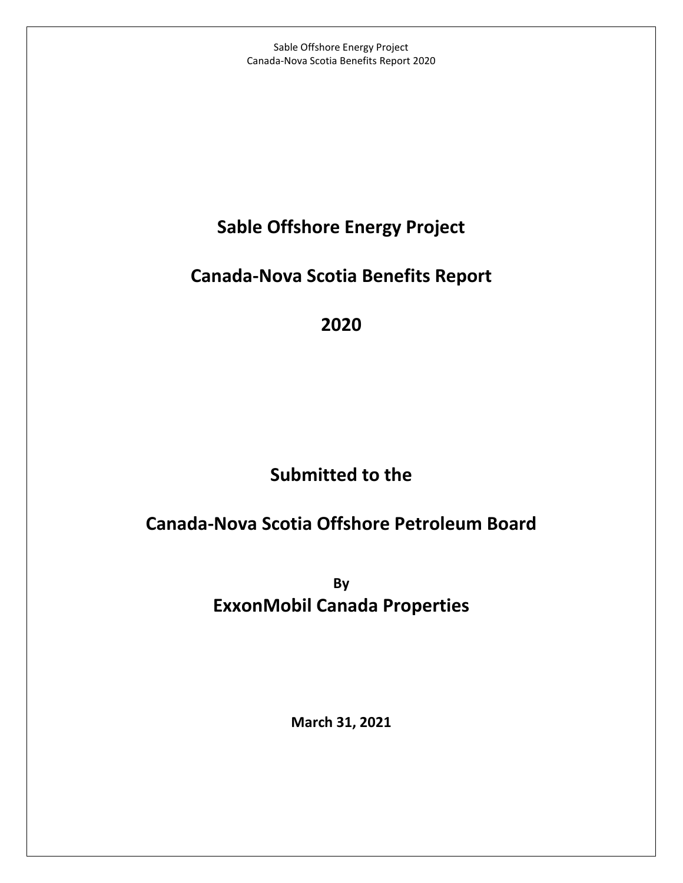# Sable Offshore Energy Project

# Canada-Nova Scotia Benefits Report

# 2020

## Submitted to the

## Canada-Nova Scotia Offshore Petroleum Board

**By**

## ExxonMobil Canada Properties

**March 31, 2021**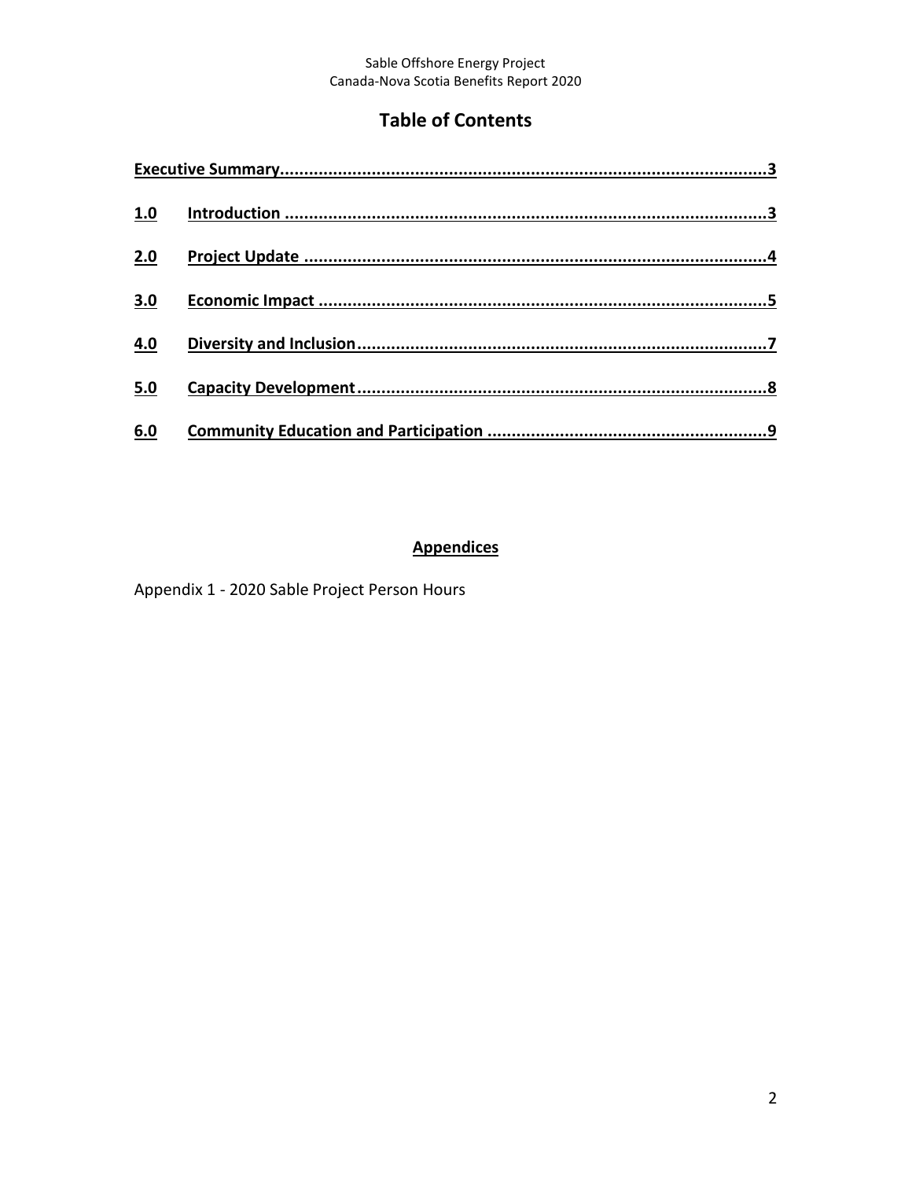# Table of Contents

**Executive Summary.......................................................................................................3**

**1.0 Introduction ....................................................................................................3**

**2.0 Project Update ................................................................................................4**

**3.0 Economic Impact .............................................................................................5**

**4.0 Diversity and Inclusion......................................................................................7**

**5.0 Capacity Development......................................................................................8**

**6.0 Community Education and Participation ...........................................................9**

## Appendices

Appendix 1 - 2020 Sable Project Person Hours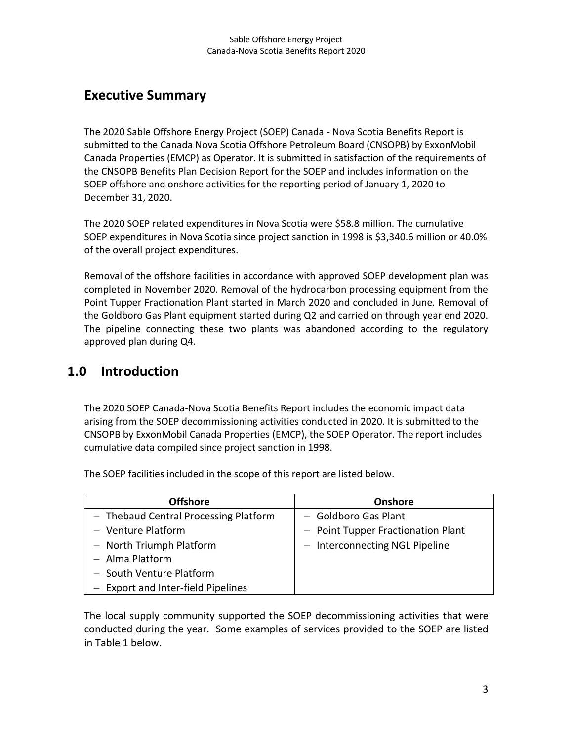## Executive Summary

The 2020 Sable Offshore Energy Project (SOEP) Canada - Nova Scotia Benefits Report is submitted to the Canada Nova Scotia Offshore Petroleum Board (CNSOPB) by ExxonMobil Canada Properties (EMCP) as Operator. It is submitted in satisfaction of the requirements of the CNSOPB Benefits Plan Decision Report for the SOEP and includes information on the SOEP offshore and onshore activities for the reporting period of January 1, 2020 to December 31, 2020.

The 2020 SOEP related expenditures in Nova Scotia were $58.8 million. The cumulative SOEP expenditures in Nova Scotia since project sanction in 1998 is $3,340.6 million or 40.0% of the overall project expenditures.

Removal of the offshore facilities in accordance with approved SOEP development plan was completed in November 2020. Removal of the hydrocarbon processing equipment from the Point Tupper Fractionation Plant started in March 2020 and concluded in June. Removal of the Goldboro Gas Plant equipment started during Q2 and carried on through year end 2020. The pipeline connecting these two plants was abandoned according to the regulatory approved plan during Q4.

## 1.0 Introduction

The 2020 SOEP Canada-Nova Scotia Benefits Report includes the economic impact data arising from the SOEP decommissioning activities conducted in 2020. It is submitted to the CNSOPB by ExxonMobil Canada Properties (EMCP), the SOEP Operator. The report includes cumulative data compiled since project sanction in 1998.

The SOEP facilities included in the scope of this report are listed below.

| Offshore | Onshore |
| --- | --- |
| – Thebaud Central Processing Platform<br>– Venture Platform<br>– North Triumph Platform<br>– Alma Platform<br>– South Venture Platform<br>– Export and Inter-field Pipelines | – Goldboro Gas Plant<br>– Point Tupper Fractionation Plant<br>– Interconnecting NGL Pipeline |

The local supply community supported the SOEP decommissioning activities that were conducted during the year. Some examples of services provided to the SOEP are listed in Table 1 below.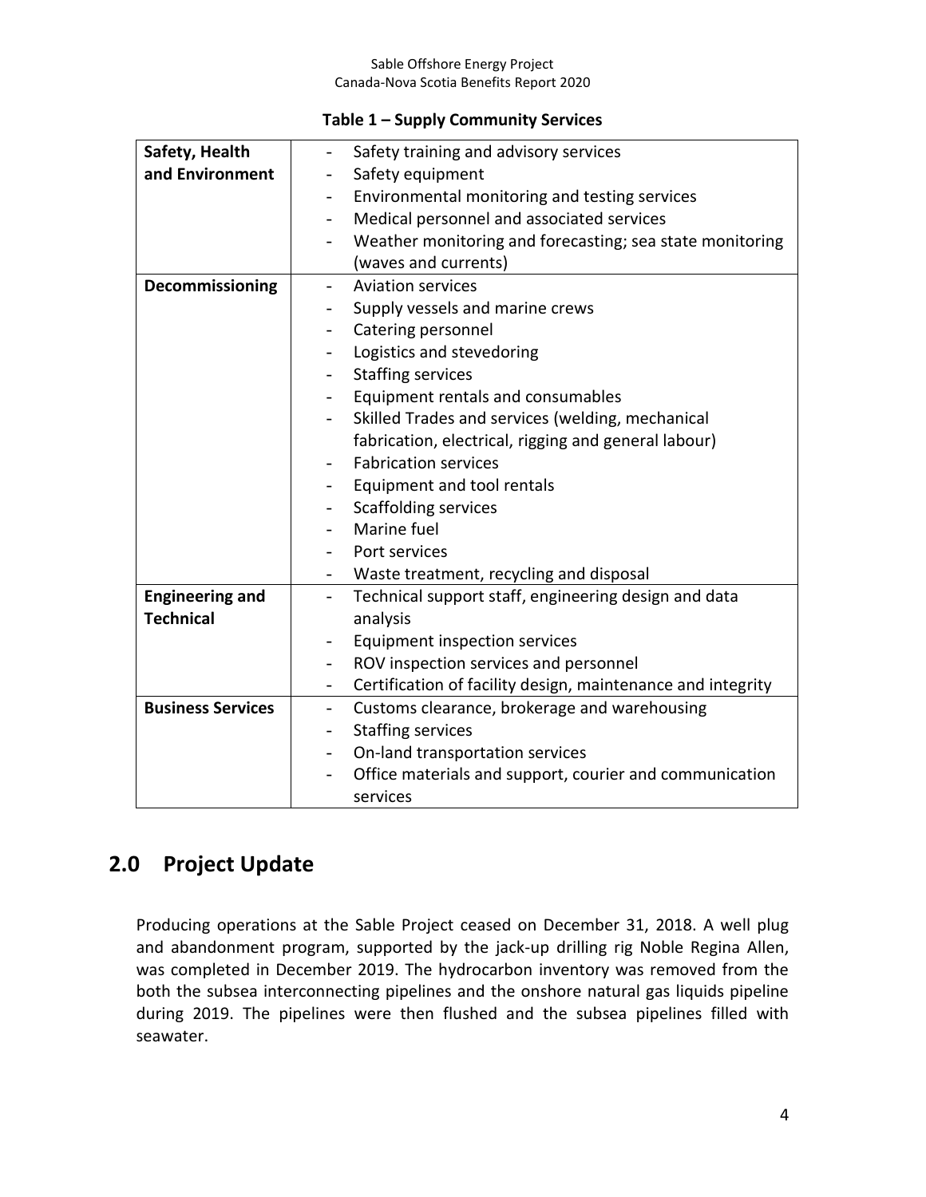**Table 1 – Supply Community Services**

| | |
|---|---|
| **Safety, Health and Environment** | - Safety training and advisory services<br>- Safety equipment<br>- Environmental monitoring and testing services<br>- Medical personnel and associated services<br>- Weather monitoring and forecasting; sea state monitoring (waves and currents) |
| **Decommissioning** | - Aviation services<br>- Supply vessels and marine crews<br>- Catering personnel<br>- Logistics and stevedoring<br>- Staffing services<br>- Equipment rentals and consumables<br>- Skilled Trades and services (welding, mechanical fabrication, electrical, rigging and general labour)<br>- Fabrication services<br>- Equipment and tool rentals<br>- Scaffolding services<br>- Marine fuel<br>- Port services<br>- Waste treatment, recycling and disposal |
| **Engineering and Technical** | - Technical support staff, engineering design and data analysis<br>- Equipment inspection services<br>- ROV inspection services and personnel<br>- Certification of facility design, maintenance and integrity |
| **Business Services** | - Customs clearance, brokerage and warehousing<br>- Staffing services<br>- On-land transportation services<br>- Office materials and support, courier and communication services |

## 2.0 Project Update

Producing operations at the Sable Project ceased on December 31, 2018. A well plug and abandonment program, supported by the jack-up drilling rig Noble Regina Allen, was completed in December 2019. The hydrocarbon inventory was removed from the both the subsea interconnecting pipelines and the onshore natural gas liquids pipeline during 2019. The pipelines were then flushed and the subsea pipelines filled with seawater.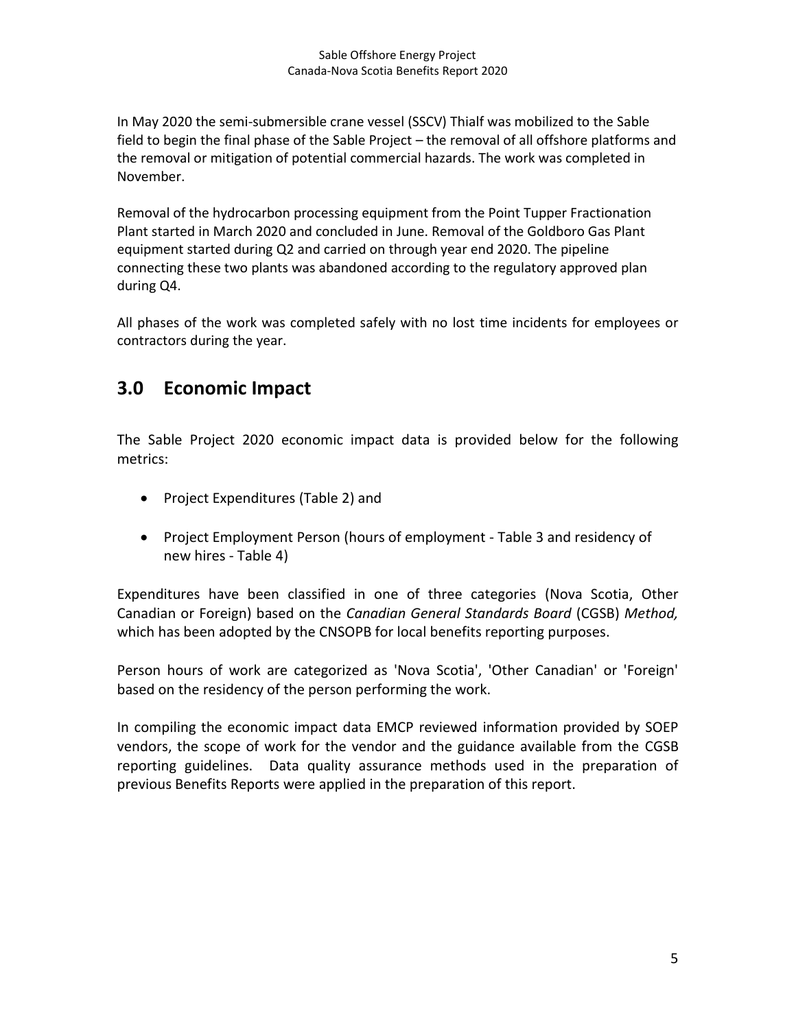In May 2020 the semi-submersible crane vessel (SSCV) Thialf was mobilized to the Sable field to begin the final phase of the Sable Project – the removal of all offshore platforms and the removal or mitigation of potential commercial hazards. The work was completed in November.

Removal of the hydrocarbon processing equipment from the Point Tupper Fractionation Plant started in March 2020 and concluded in June. Removal of the Goldboro Gas Plant equipment started during Q2 and carried on through year end 2020. The pipeline connecting these two plants was abandoned according to the regulatory approved plan during Q4.

All phases of the work was completed safely with no lost time incidents for employees or contractors during the year.

## 3.0 Economic Impact

The Sable Project 2020 economic impact data is provided below for the following metrics:

- Project Expenditures (Table 2) and
- Project Employment Person (hours of employment - Table 3 and residency of new hires - Table 4)

Expenditures have been classified in one of three categories (Nova Scotia, Other Canadian or Foreign) based on the *Canadian General Standards Board* (CGSB) *Method,* which has been adopted by the CNSOPB for local benefits reporting purposes.

Person hours of work are categorized as 'Nova Scotia', 'Other Canadian' or 'Foreign' based on the residency of the person performing the work.

In compiling the economic impact data EMCP reviewed information provided by SOEP vendors, the scope of work for the vendor and the guidance available from the CGSB reporting guidelines. Data quality assurance methods used in the preparation of previous Benefits Reports were applied in the preparation of this report.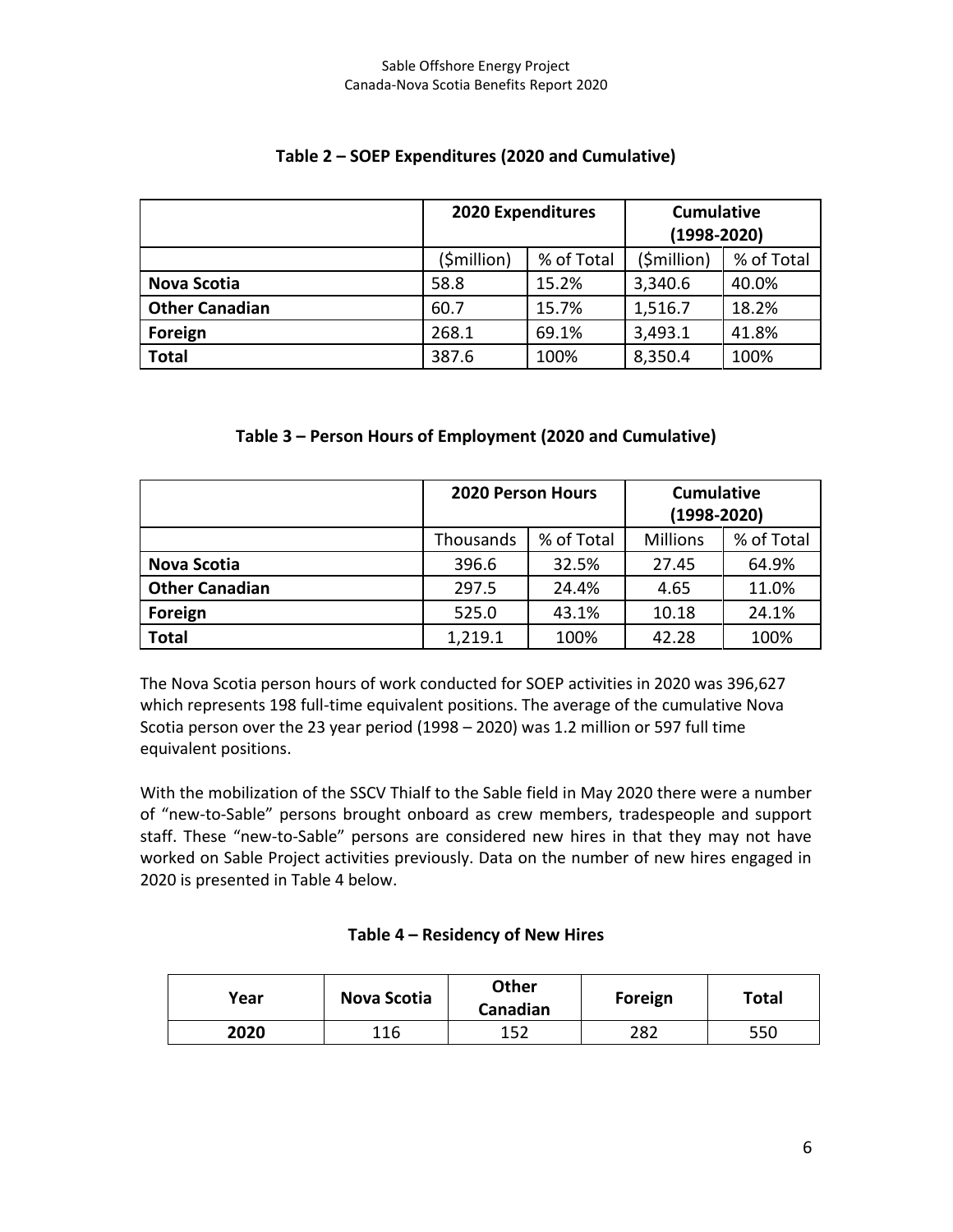### Table 2 – SOEP Expenditures (2020 and Cumulative)

| | 2020 Expenditures | | Cumulative (1998-2020) | |
|---|---|---|---|---|
| | ($million) | % of Total | ($million) | % of Total |
| **Nova Scotia** | 58.8 | 15.2% | 3,340.6 | 40.0% |
| **Other Canadian** | 60.7 | 15.7% | 1,516.7 | 18.2% |
| **Foreign** | 268.1 | 69.1% | 3,493.1 | 41.8% |
| **Total** | 387.6 | 100% | 8,350.4 | 100% |

### Table 3 – Person Hours of Employment (2020 and Cumulative)

| | 2020 Person Hours | | Cumulative (1998-2020) | |
|---|---|---|---|---|
| | Thousands | % of Total | Millions | % of Total |
| **Nova Scotia** | 396.6 | 32.5% | 27.45 | 64.9% |
| **Other Canadian** | 297.5 | 24.4% | 4.65 | 11.0% |
| **Foreign** | 525.0 | 43.1% | 10.18 | 24.1% |
| **Total** | 1,219.1 | 100% | 42.28 | 100% |

The Nova Scotia person hours of work conducted for SOEP activities in 2020 was 396,627 which represents 198 full-time equivalent positions. The average of the cumulative Nova Scotia person over the 23 year period (1998 – 2020) was 1.2 million or 597 full time equivalent positions.

With the mobilization of the SSCV Thialf to the Sable field in May 2020 there were a number of "new-to-Sable" persons brought onboard as crew members, tradespeople and support staff. These "new-to-Sable" persons are considered new hires in that they may not have worked on Sable Project activities previously. Data on the number of new hires engaged in 2020 is presented in Table 4 below.

### Table 4 – Residency of New Hires

| Year | Nova Scotia | Other Canadian | Foreign | Total |
|---|---|---|---|---|
| **2020** | 116 | 152 | 282 | 550 |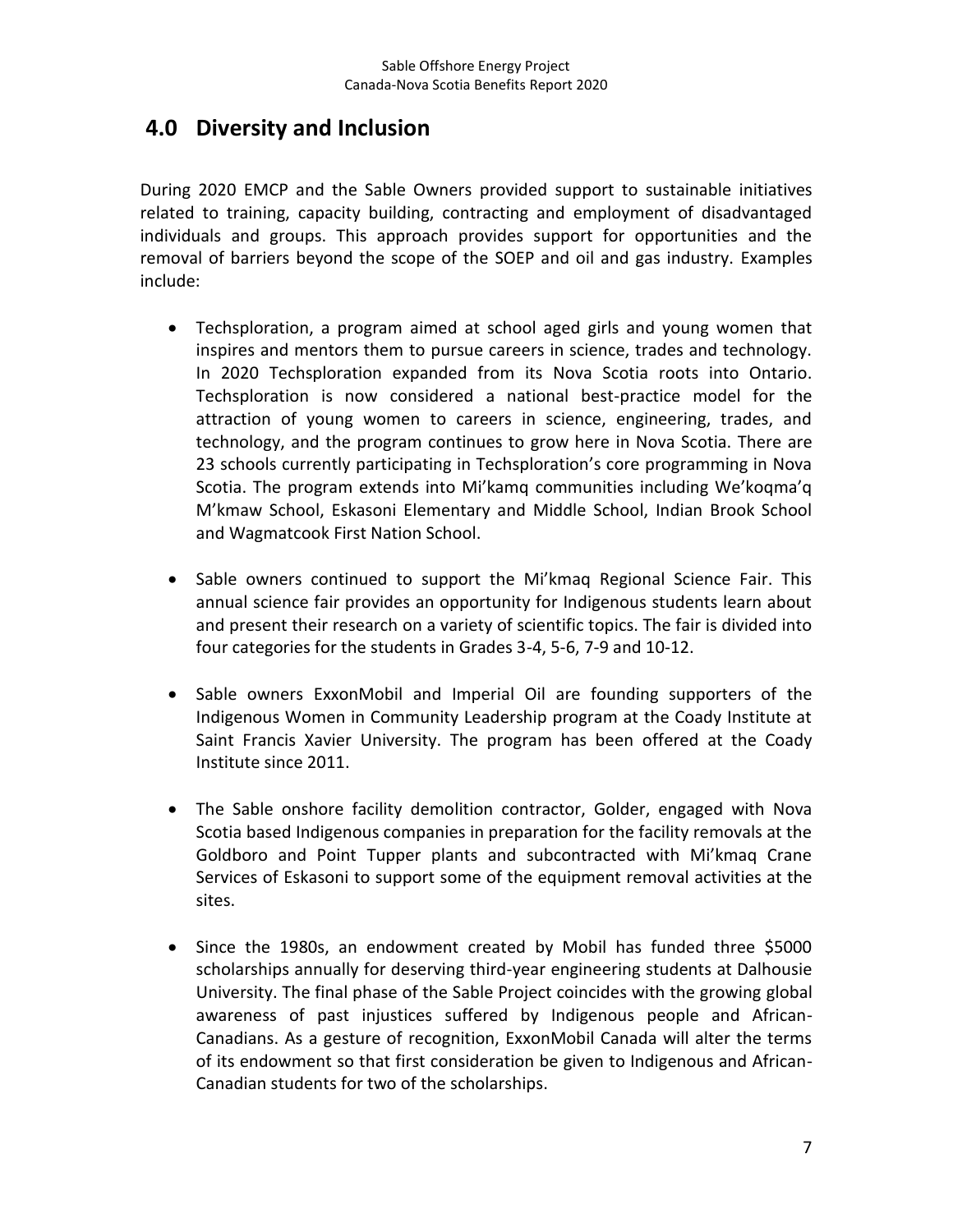## 4.0 Diversity and Inclusion

During 2020 EMCP and the Sable Owners provided support to sustainable initiatives related to training, capacity building, contracting and employment of disadvantaged individuals and groups. This approach provides support for opportunities and the removal of barriers beyond the scope of the SOEP and oil and gas industry. Examples include:

- Techsploration, a program aimed at school aged girls and young women that inspires and mentors them to pursue careers in science, trades and technology. In 2020 Techsploration expanded from its Nova Scotia roots into Ontario. Techsploration is now considered a national best-practice model for the attraction of young women to careers in science, engineering, trades, and technology, and the program continues to grow here in Nova Scotia. There are 23 schools currently participating in Techsploration's core programming in Nova Scotia. The program extends into Mi'kamq communities including We'koqma'q M'kmaw School, Eskasoni Elementary and Middle School, Indian Brook School and Wagmatcook First Nation School.

- Sable owners continued to support the Mi'kmaq Regional Science Fair. This annual science fair provides an opportunity for Indigenous students learn about and present their research on a variety of scientific topics. The fair is divided into four categories for the students in Grades 3-4, 5-6, 7-9 and 10-12.

- Sable owners ExxonMobil and Imperial Oil are founding supporters of the Indigenous Women in Community Leadership program at the Coady Institute at Saint Francis Xavier University. The program has been offered at the Coady Institute since 2011.

- The Sable onshore facility demolition contractor, Golder, engaged with Nova Scotia based Indigenous companies in preparation for the facility removals at the Goldboro and Point Tupper plants and subcontracted with Mi'kmaq Crane Services of Eskasoni to support some of the equipment removal activities at the sites.

- Since the 1980s, an endowment created by Mobil has funded three $5000 scholarships annually for deserving third-year engineering students at Dalhousie University. The final phase of the Sable Project coincides with the growing global awareness of past injustices suffered by Indigenous people and African-Canadians. As a gesture of recognition, ExxonMobil Canada will alter the terms of its endowment so that first consideration be given to Indigenous and African-Canadian students for two of the scholarships.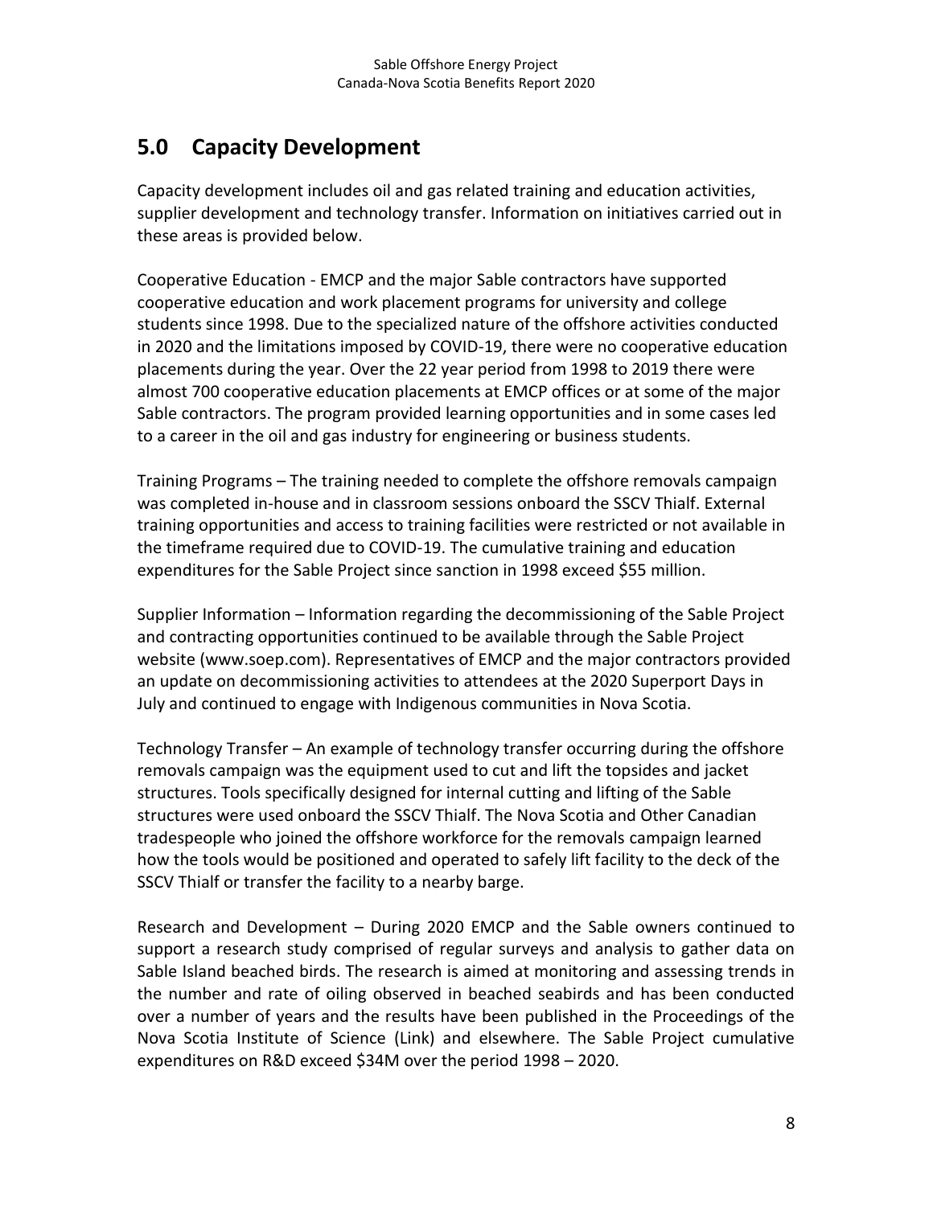## 5.0 Capacity Development

Capacity development includes oil and gas related training and education activities, supplier development and technology transfer. Information on initiatives carried out in these areas is provided below.

Cooperative Education - EMCP and the major Sable contractors have supported cooperative education and work placement programs for university and college students since 1998. Due to the specialized nature of the offshore activities conducted in 2020 and the limitations imposed by COVID-19, there were no cooperative education placements during the year. Over the 22 year period from 1998 to 2019 there were almost 700 cooperative education placements at EMCP offices or at some of the major Sable contractors. The program provided learning opportunities and in some cases led to a career in the oil and gas industry for engineering or business students.

Training Programs – The training needed to complete the offshore removals campaign was completed in-house and in classroom sessions onboard the SSCV Thialf. External training opportunities and access to training facilities were restricted or not available in the timeframe required due to COVID-19. The cumulative training and education expenditures for the Sable Project since sanction in 1998 exceed $55 million.

Supplier Information – Information regarding the decommissioning of the Sable Project and contracting opportunities continued to be available through the Sable Project website (www.soep.com). Representatives of EMCP and the major contractors provided an update on decommissioning activities to attendees at the 2020 Superport Days in July and continued to engage with Indigenous communities in Nova Scotia.

Technology Transfer – An example of technology transfer occurring during the offshore removals campaign was the equipment used to cut and lift the topsides and jacket structures. Tools specifically designed for internal cutting and lifting of the Sable structures were used onboard the SSCV Thialf. The Nova Scotia and Other Canadian tradespeople who joined the offshore workforce for the removals campaign learned how the tools would be positioned and operated to safely lift facility to the deck of the SSCV Thialf or transfer the facility to a nearby barge.

Research and Development – During 2020 EMCP and the Sable owners continued to support a research study comprised of regular surveys and analysis to gather data on Sable Island beached birds. The research is aimed at monitoring and assessing trends in the number and rate of oiling observed in beached seabirds and has been conducted over a number of years and the results have been published in the Proceedings of the Nova Scotia Institute of Science (Link) and elsewhere. The Sable Project cumulative expenditures on R&D exceed $34M over the period 1998 – 2020.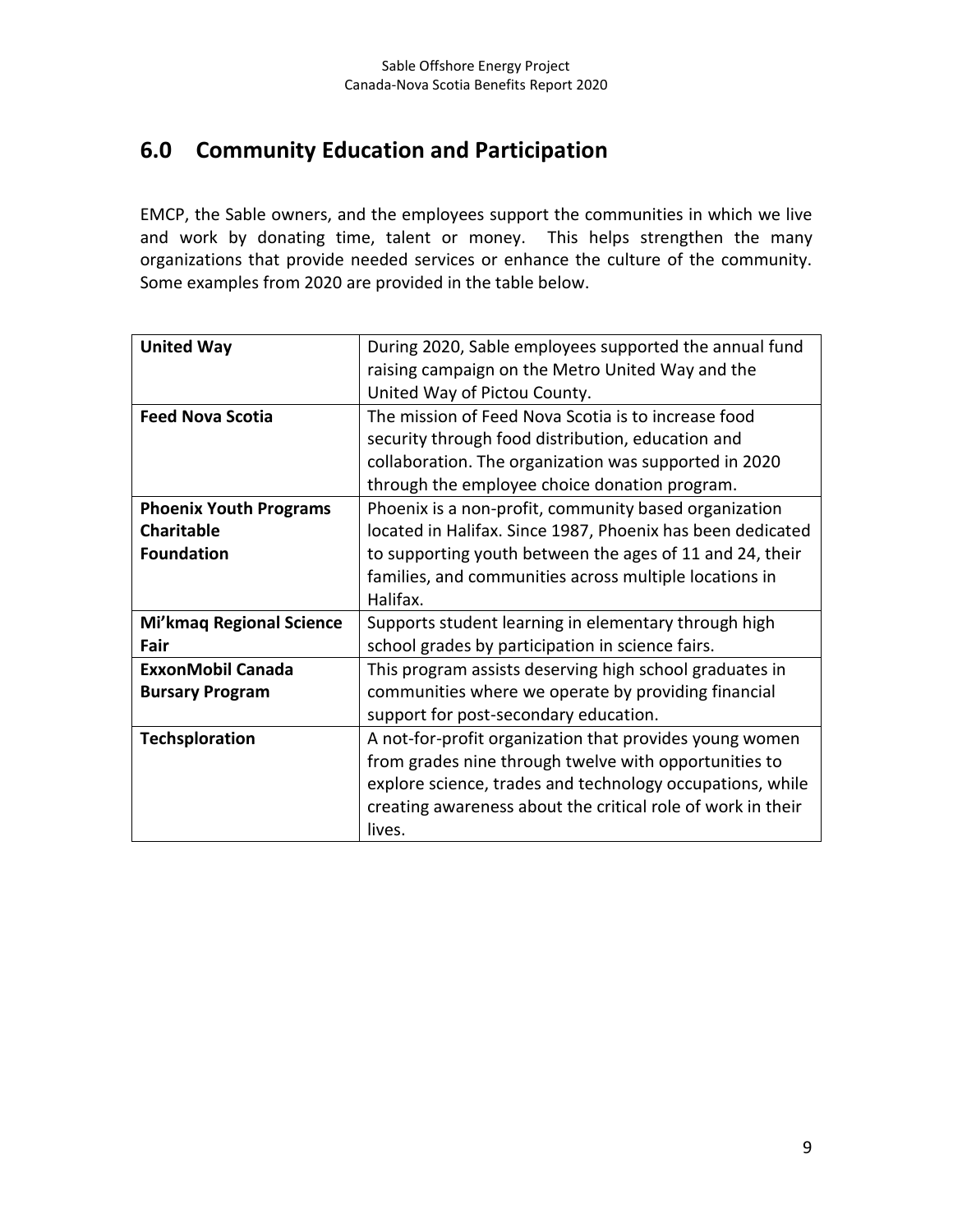## 6.0 Community Education and Participation

EMCP, the Sable owners, and the employees support the communities in which we live and work by donating time, talent or money. This helps strengthen the many organizations that provide needed services or enhance the culture of the community. Some examples from 2020 are provided in the table below.

| | |
|---|---|
| **United Way** | During 2020, Sable employees supported the annual fund raising campaign on the Metro United Way and the United Way of Pictou County. |
| **Feed Nova Scotia** | The mission of Feed Nova Scotia is to increase food security through food distribution, education and collaboration. The organization was supported in 2020 through the employee choice donation program. |
| **Phoenix Youth Programs Charitable Foundation** | Phoenix is a non-profit, community based organization located in Halifax. Since 1987, Phoenix has been dedicated to supporting youth between the ages of 11 and 24, their families, and communities across multiple locations in Halifax. |
| **Mi'kmaq Regional Science Fair** | Supports student learning in elementary through high school grades by participation in science fairs. |
| **ExxonMobil Canada Bursary Program** | This program assists deserving high school graduates in communities where we operate by providing financial support for post-secondary education. |
| **Techsploration** | A not-for-profit organization that provides young women from grades nine through twelve with opportunities to explore science, trades and technology occupations, while creating awareness about the critical role of work in their lives. |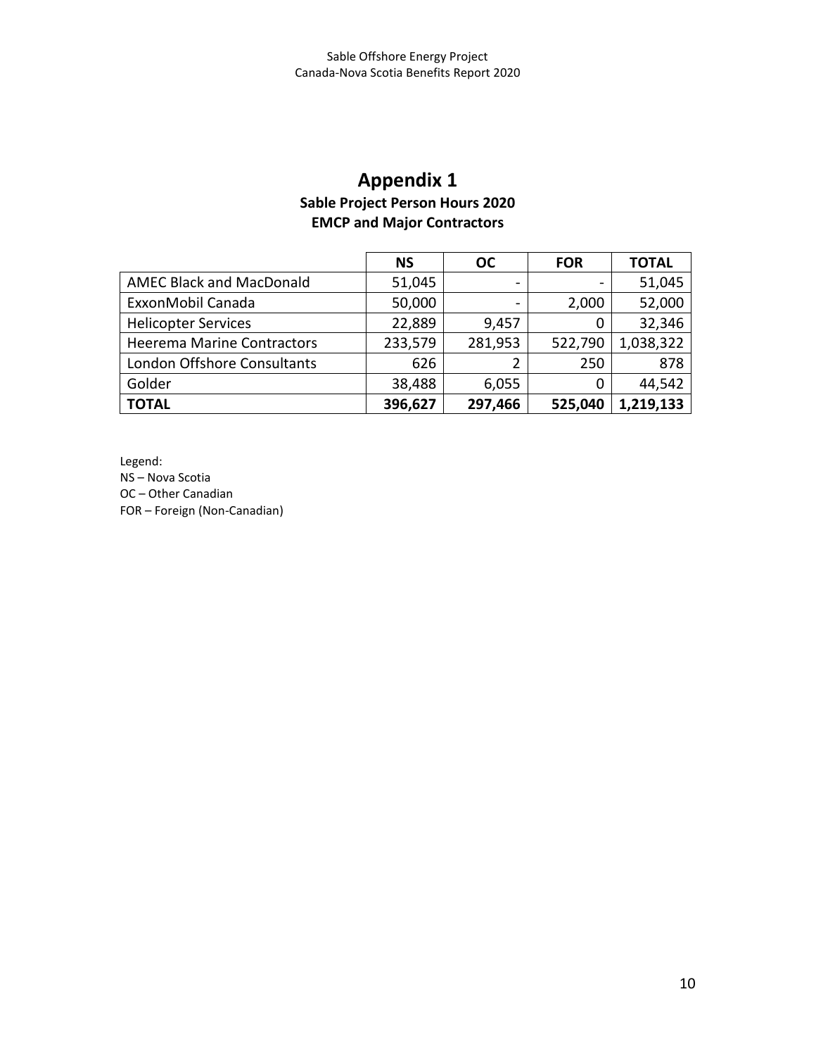# Appendix 1

### Sable Project Person Hours 2020

### EMCP and Major Contractors

| | NS | OC | FOR | TOTAL |
|---|---|---|---|---|
| AMEC Black and MacDonald | 51,045 | - | - | 51,045 |
| ExxonMobil Canada | 50,000 | - | 2,000 | 52,000 |
| Helicopter Services | 22,889 | 9,457 | 0 | 32,346 |
| Heerema Marine Contractors | 233,579 | 281,953 | 522,790 | 1,038,322 |
| London Offshore Consultants | 626 | 2 | 250 | 878 |
| Golder | 38,488 | 6,055 | 0 | 44,542 |
| **TOTAL** | **396,627** | **297,466** | **525,040** | **1,219,133** |

Legend:
NS – Nova Scotia
OC – Other Canadian
FOR – Foreign (Non-Canadian)